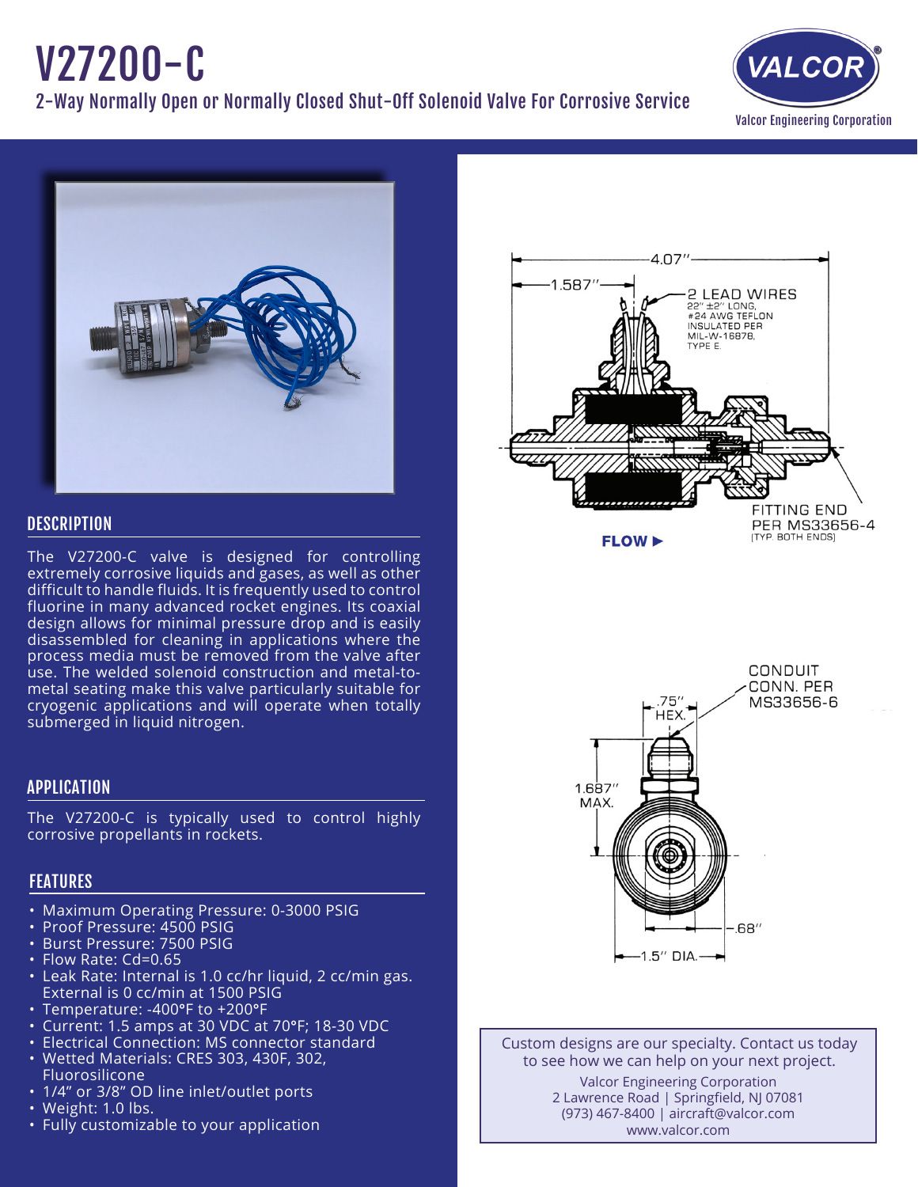// V27200-C

## 2-Way Normally Open or Normally Closed Shut-Off Solenoid Valve For Corrosive Service

Valcor Engineering Corporation

## DESCRIPTION

The V27200-C valve is designed for controlling extremely corrosive liquids and gases, as well as other difficult to handle fluids. It is frequently used to control fluorine in many advanced rocket engines. Its coaxial design allows for minimal pressure drop and is easily disassembled for cleaning in applications where the process media must be removed from the valve after use. The welded solenoid construction and metal-to-metal seating make this valve particularly suitable for cryogenic applications and will operate when totally submerged in liquid nitrogen.

## APPLICATION

The V27200-C is typically used to control highly corrosive propellants in rockets.

## FEATURES

- Maximum Operating Pressure: 0-3000 PSIG
- Proof Pressure: 4500 PSIG
- Burst Pressure: 7500 PSIG
- Flow Rate: Cd=0.65
- Leak Rate: Internal is 1.0 cc/hr liquid, 2 cc/min gas. External is 0 cc/min at 1500 PSIG
- Temperature: -400°F to +200°F
- Current: 1.5 amps at 30 VDC at 70°F; 18-30 VDC
- Electrical Connection: MS connector standard
- Wetted Materials: CRES 303, 430F, 302, Fluorosilicone
- 1/4" or 3/8" OD line inlet/outlet ports
- Weight: 1.0 lbs.
- Fully customizable to your application

4.07"

1.587"

2 LEAD WIRES
22" ±2" LONG,
#24 AWG TEFLON
INSULATED PER
MIL-W-16878,
TYPE E.

FITTING END
PER MS33656-4
(TYP. BOTH ENDS)

FLOW ▶

CONDUIT
CONN. PER
MS33656-6

.75"
HEX.

1.687"
MAX.

.68"

1.5" DIA.

Custom designs are our specialty. Contact us today to see how we can help on your next project.

Valcor Engineering Corporation
2 Lawrence Road | Springfield, NJ 07081
(973) 467-8400 | aircraft@valcor.com
www.valcor.com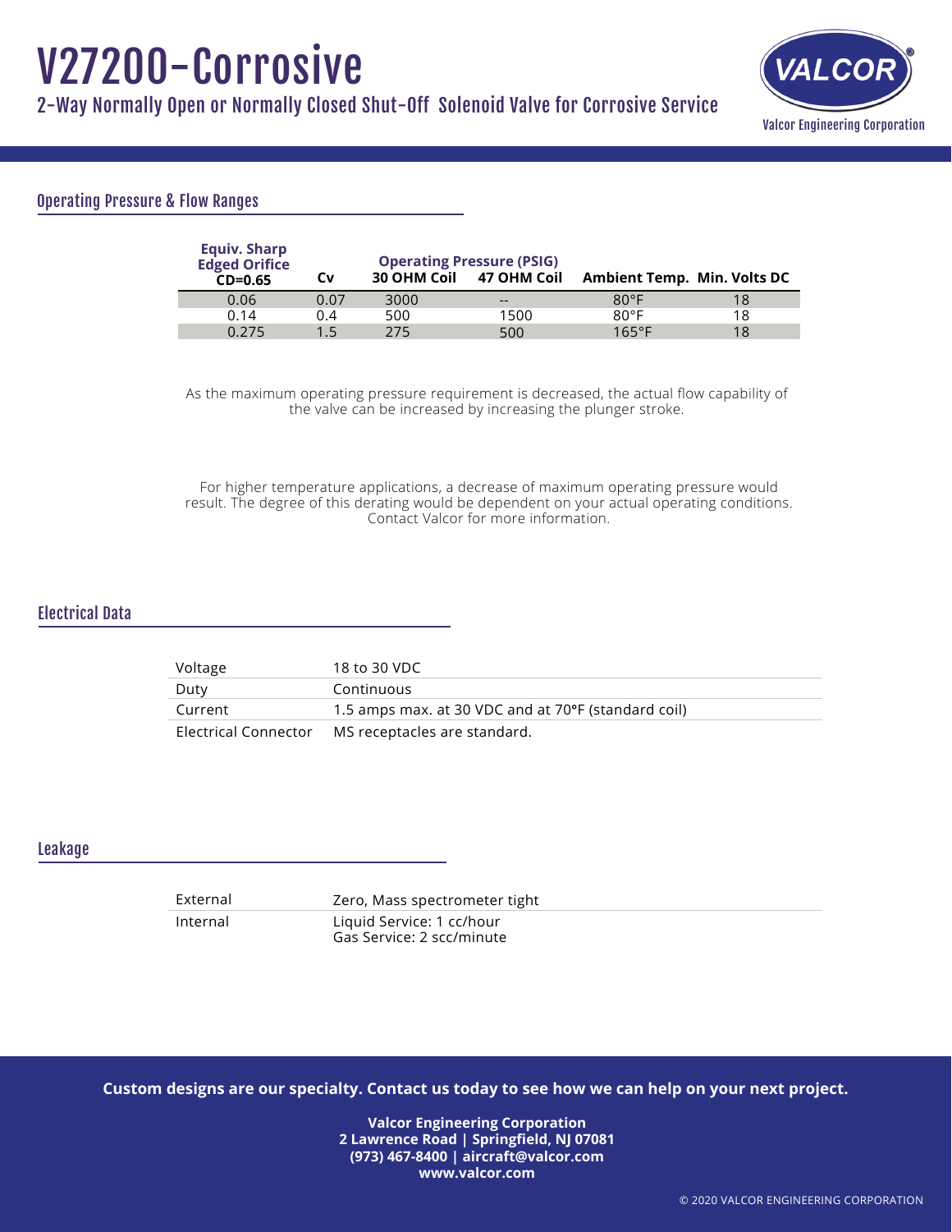# V27200-Corrosive

2-Way Normally Open or Normally Closed Shut-Off Solenoid Valve for Corrosive Service

Valcor Engineering Corporation

## Operating Pressure & Flow Ranges

| Equiv. Sharp Edged Orifice CD=0.65 | Cv | Operating Pressure (PSIG) | | Ambient Temp. | Min. Volts DC |
|---|---|---|---|---|---|
| | | 30 OHM Coil | 47 OHM Coil | | |
| 0.06 | 0.07 | 3000 | -- | 80°F | 18 |
| 0.14 | 0.4 | 500 | 1500 | 80°F | 18 |
| 0.275 | 1.5 | 275 | 500 | 165°F | 18 |

As the maximum operating pressure requirement is decreased, the actual flow capability of the valve can be increased by increasing the plunger stroke.

For higher temperature applications, a decrease of maximum operating pressure would result. The degree of this derating would be dependent on your actual operating conditions. Contact Valcor for more information.

## Electrical Data

| | |
|---|---|
| Voltage | 18 to 30 VDC |
| Duty | Continuous |
| Current | 1.5 amps max. at 30 VDC and at 70°F (standard coil) |
| Electrical Connector | MS receptacles are standard. |

## Leakage

| | |
|---|---|
| External | Zero, Mass spectrometer tight |
| Internal | Liquid Service: 1 cc/hour<br>Gas Service: 2 scc/minute |

**Custom designs are our specialty. Contact us today to see how we can help on your next project.**

**Valcor Engineering Corporation**
**2 Lawrence Road | Springfield, NJ 07081**
**(973) 467-8400 | aircraft@valcor.com**
**www.valcor.com**

© 2020 VALCOR ENGINEERING CORPORATION